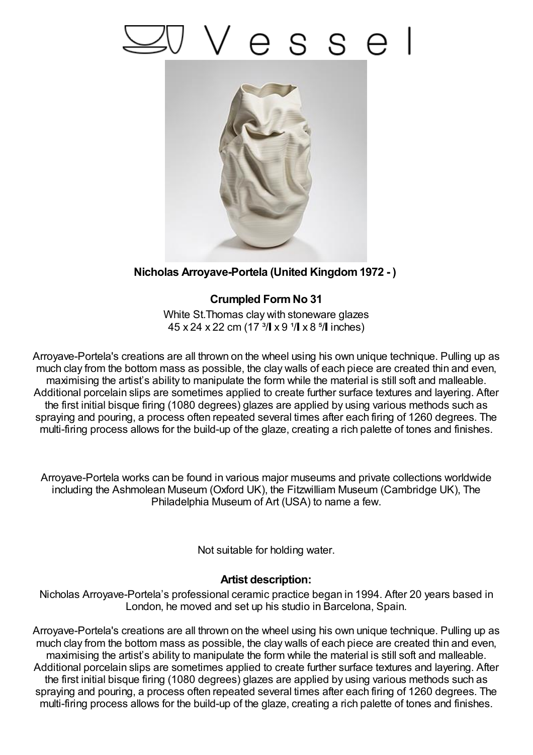# Vessel

**Nicholas Arroyave-Portela (United Kingdom 1972 - )**

**Crumpled Form No 31**

White St.Thomas clay with stoneware glazes
45 x 24 x 22 cm (17 ³/ x 9 ¹/ x 8 ⁵/ inches)

Arroyave-Portela's creations are all thrown on the wheel using his own unique technique. Pulling up as much clay from the bottom mass as possible, the clay walls of each piece are created thin and even, maximising the artist's ability to manipulate the form while the material is still soft and malleable. Additional porcelain slips are sometimes applied to create further surface textures and layering. After the first initial bisque firing (1080 degrees) glazes are applied by using various methods such as spraying and pouring, a process often repeated several times after each firing of 1260 degrees. The multi-firing process allows for the build-up of the glaze, creating a rich palette of tones and finishes.

Arroyave-Portela works can be found in various major museums and private collections worldwide including the Ashmolean Museum (Oxford UK), the Fitzwilliam Museum (Cambridge UK), The Philadelphia Museum of Art (USA) to name a few.

Not suitable for holding water.

**Artist description:**

Nicholas Arroyave-Portela's professional ceramic practice began in 1994. After 20 years based in London, he moved and set up his studio in Barcelona, Spain.

Arroyave-Portela's creations are all thrown on the wheel using his own unique technique. Pulling up as much clay from the bottom mass as possible, the clay walls of each piece are created thin and even, maximising the artist's ability to manipulate the form while the material is still soft and malleable. Additional porcelain slips are sometimes applied to create further surface textures and layering. After the first initial bisque firing (1080 degrees) glazes are applied by using various methods such as spraying and pouring, a process often repeated several times after each firing of 1260 degrees. The multi-firing process allows for the build-up of the glaze, creating a rich palette of tones and finishes.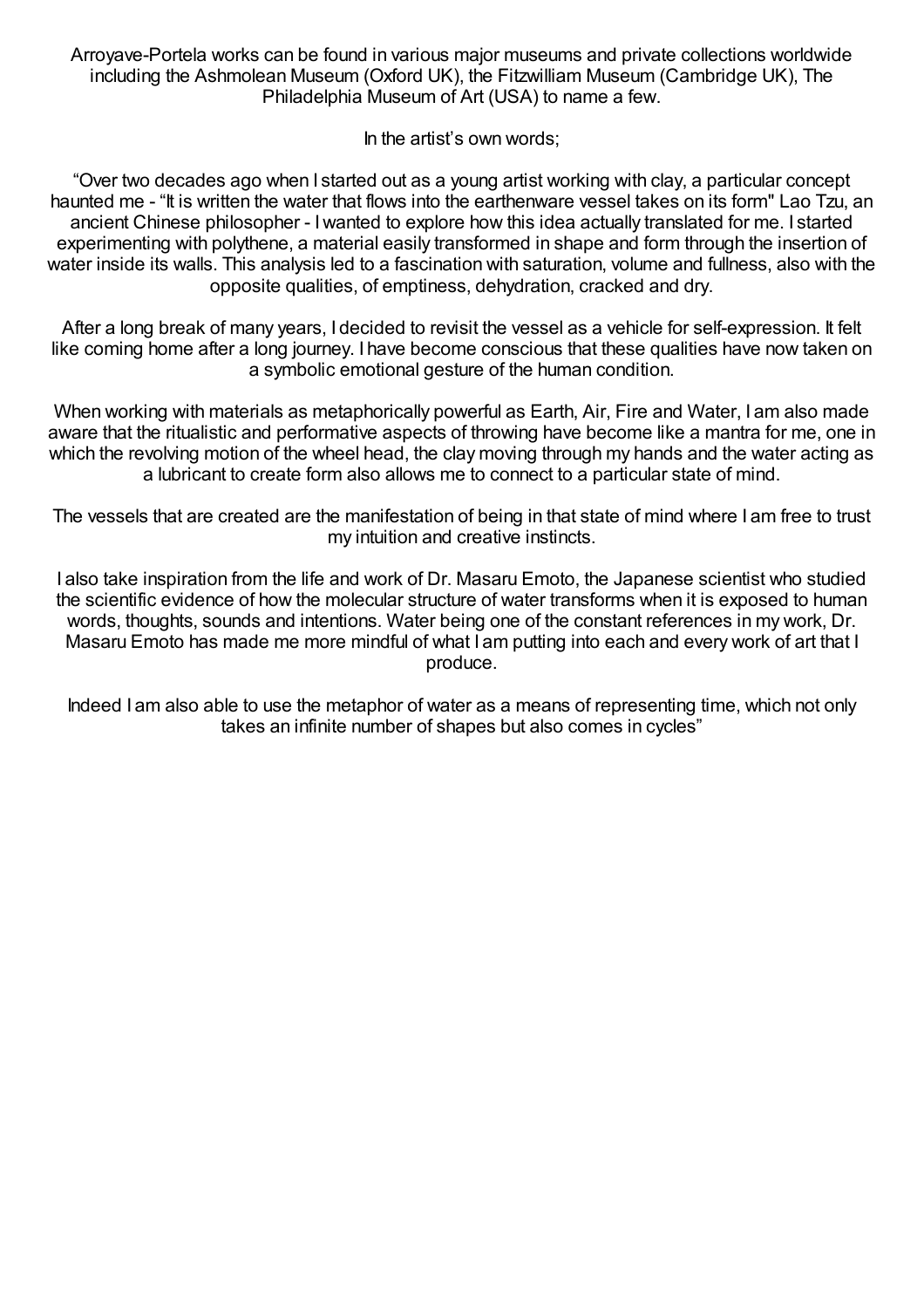Arroyave-Portela works can be found in various major museums and private collections worldwide including the Ashmolean Museum (Oxford UK), the Fitzwilliam Museum (Cambridge UK), The Philadelphia Museum of Art (USA) to name a few.

In the artist's own words;

"Over two decades ago when I started out as a young artist working with clay, a particular concept haunted me - "It is written the water that flows into the earthenware vessel takes on its form" Lao Tzu, an ancient Chinese philosopher - I wanted to explore how this idea actually translated for me. I started experimenting with polythene, a material easily transformed in shape and form through the insertion of water inside its walls. This analysis led to a fascination with saturation, volume and fullness, also with the opposite qualities, of emptiness, dehydration, cracked and dry.

After a long break of many years, I decided to revisit the vessel as a vehicle for self-expression. It felt like coming home after a long journey. I have become conscious that these qualities have now taken on a symbolic emotional gesture of the human condition.

When working with materials as metaphorically powerful as Earth, Air, Fire and Water, I am also made aware that the ritualistic and performative aspects of throwing have become like a mantra for me, one in which the revolving motion of the wheel head, the clay moving through my hands and the water acting as a lubricant to create form also allows me to connect to a particular state of mind.

The vessels that are created are the manifestation of being in that state of mind where I am free to trust my intuition and creative instincts.

I also take inspiration from the life and work of Dr. Masaru Emoto, the Japanese scientist who studied the scientific evidence of how the molecular structure of water transforms when it is exposed to human words, thoughts, sounds and intentions. Water being one of the constant references in my work, Dr. Masaru Emoto has made me more mindful of what I am putting into each and every work of art that I produce.

Indeed I am also able to use the metaphor of water as a means of representing time, which not only takes an infinite number of shapes but also comes in cycles"